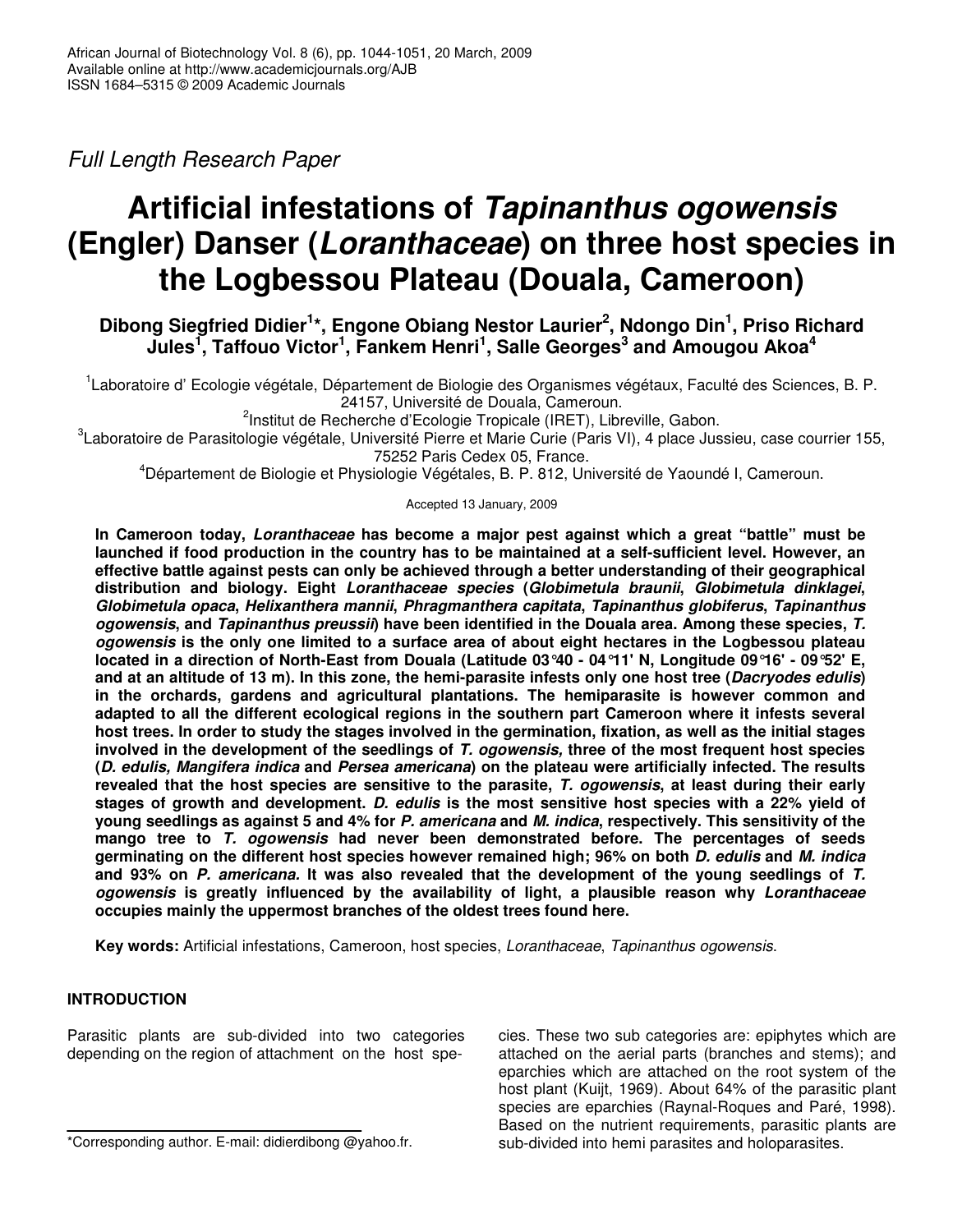*Full Length Research Paper*

# Artificial infestations of *Tapinanthus ogowensis* (Engler) Danser (*Loranthaceae*) on three host species in the Logbessou Plateau (Douala, Cameroon)

**Dibong Siegfried Didier[1]\*, Engone Obiang Nestor Laurier[2], Ndongo Din[1], Priso Richard Jules[1], Taffouo Victor[1], Fankem Henri[1], Salle Georges[3] and Amougou Akoa[4]**

[1]Laboratoire d' Ecologie végétale, Département de Biologie des Organismes végétaux, Faculté des Sciences, B. P. 24157, Université de Douala, Cameroun.

[2]Institut de Recherche d'Ecologie Tropicale (IRET), Libreville, Gabon.

[3]Laboratoire de Parasitologie végétale, Université Pierre et Marie Curie (Paris VI), 4 place Jussieu, case courrier 155, 75252 Paris Cedex 05, France.

[4]Département de Biologie et Physiologie Végétales, B. P. 812, Université de Yaoundé I, Cameroun.

Accepted 13 January, 2009

**In Cameroon today, *Loranthaceae* has become a major pest against which a great "battle" must be launched if food production in the country has to be maintained at a self-sufficient level. However, an effective battle against pests can only be achieved through a better understanding of their geographical distribution and biology. Eight *Loranthaceae species* (*Globimetula braunii*, *Globimetula dinklagei*, *Globimetula opaca*, *Helixanthera mannii*, *Phragmanthera capitata*, *Tapinanthus globiferus*, *Tapinanthus ogowensis*, and *Tapinanthus preussii*) have been identified in the Douala area. Among these species, *T. ogowensis* is the only one limited to a surface area of about eight hectares in the Logbessou plateau located in a direction of North-East from Douala (Latitude 03°40 - 04°11' N, Longitude 09°16' - 09°52' E, and at an altitude of 13 m). In this zone, the hemi-parasite infests only one host tree (*Dacryodes edulis*) in the orchards, gardens and agricultural plantations. The hemiparasite is however common and adapted to all the different ecological regions in the southern part Cameroon where it infests several host trees. In order to study the stages involved in the germination, fixation, as well as the initial stages involved in the development of the seedlings of *T. ogowensis,* three of the most frequent host species (*D. edulis, Mangifera indica* and *Persea americana*) on the plateau were artificially infected. The results revealed that the host species are sensitive to the parasite, *T. ogowensis*, at least during their early stages of growth and development. *D. edulis* is the most sensitive host species with a 22% yield of young seedlings as against 5 and 4% for *P. americana* and *M. indica*, respectively. This sensitivity of the mango tree to *T. ogowensis* had never been demonstrated before. The percentages of seeds germinating on the different host species however remained high; 96% on both *D. edulis* and *M. indica* and 93% on *P. americana.* It was also revealed that the development of the young seedlings of *T. ogowensis* is greatly influenced by the availability of light, a plausible reason why *Loranthaceae* occupies mainly the uppermost branches of the oldest trees found here.**

**Key words:** Artificial infestations, Cameroon, host species, *Loranthaceae*, *Tapinanthus ogowensis*.

## INTRODUCTION

Parasitic plants are sub-divided into two categories depending on the region of attachment on the host species. These two sub categories are: epiphytes which are attached on the aerial parts (branches and stems); and eparchies which are attached on the root system of the host plant (Kuijt, 1969). About 64% of the parasitic plant species are eparchies (Raynal-Roques and Paré, 1998). Based on the nutrient requirements, parasitic plants are sub-divided into hemi parasites and holoparasites.

\*Corresponding author. E-mail: didierdibong @yahoo.fr.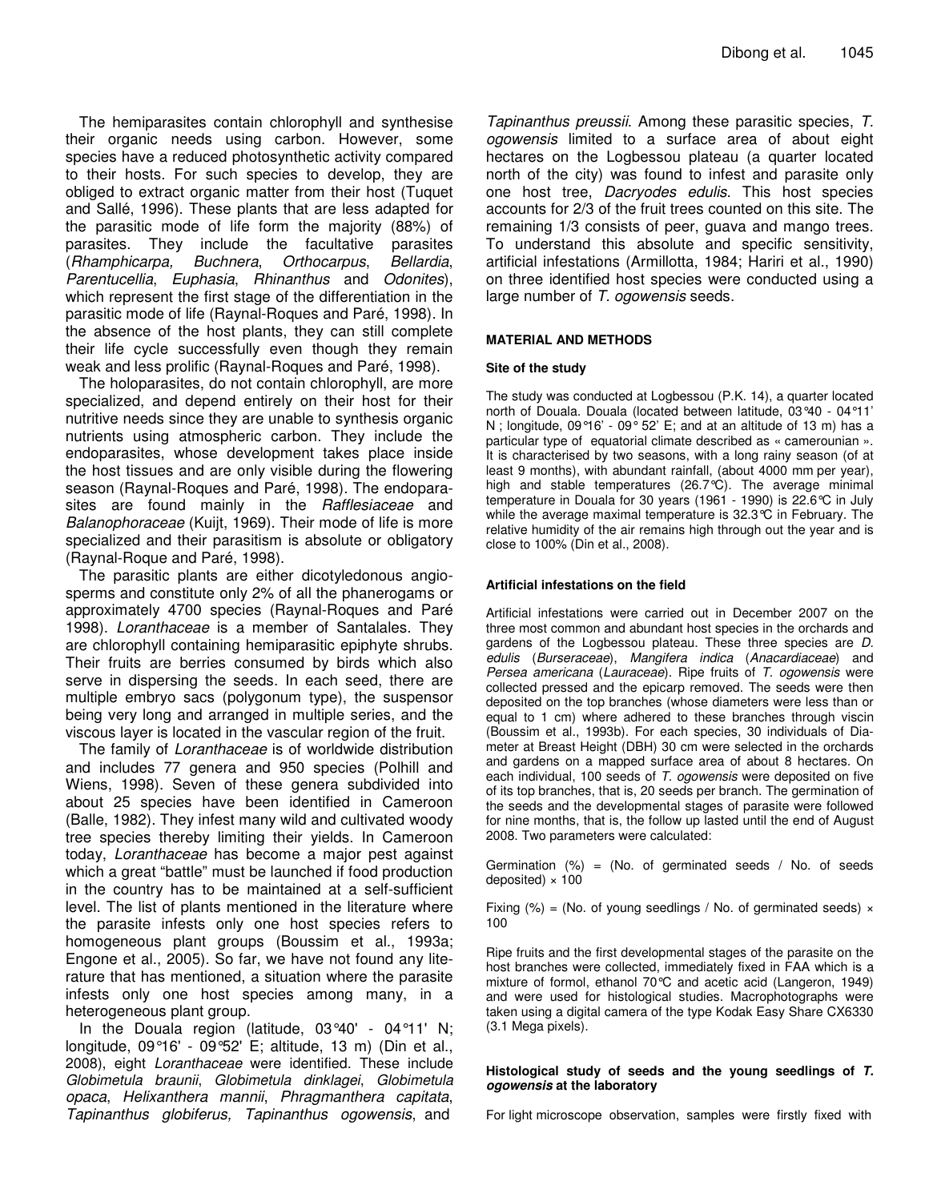The hemiparasites contain chlorophyll and synthesise their organic needs using carbon. However, some species have a reduced photosynthetic activity compared to their hosts. For such species to develop, they are obliged to extract organic matter from their host (Tuquet and Sallé, 1996). These plants that are less adapted for the parasitic mode of life form the majority (88%) of parasites. They include the facultative parasites (*Rhamphicarpa, Buchnera*, *Orthocarpus*, *Bellardia*, *Parentucellia*, *Euphasia*, *Rhinanthus* and *Odonites*), which represent the first stage of the differentiation in the parasitic mode of life (Raynal-Roques and Paré, 1998). In the absence of the host plants, they can still complete their life cycle successfully even though they remain weak and less prolific (Raynal-Roques and Paré, 1998).

The holoparasites, do not contain chlorophyll, are more specialized, and depend entirely on their host for their nutritive needs since they are unable to synthesis organic nutrients using atmospheric carbon. They include the endoparasites, whose development takes place inside the host tissues and are only visible during the flowering season (Raynal-Roques and Paré, 1998). The endoparasites are found mainly in the *Rafflesiaceae* and *Balanophoraceae* (Kuijt, 1969). Their mode of life is more specialized and their parasitism is absolute or obligatory (Raynal-Roque and Paré, 1998).

The parasitic plants are either dicotyledonous angiosperms and constitute only 2% of all the phanerogams or approximately 4700 species (Raynal-Roques and Paré 1998). *Loranthaceae* is a member of Santalales. They are chlorophyll containing hemiparasitic epiphyte shrubs. Their fruits are berries consumed by birds which also serve in dispersing the seeds. In each seed, there are multiple embryo sacs (polygonum type), the suspensor being very long and arranged in multiple series, and the viscous layer is located in the vascular region of the fruit.

The family of *Loranthaceae* is of worldwide distribution and includes 77 genera and 950 species (Polhill and Wiens, 1998). Seven of these genera subdivided into about 25 species have been identified in Cameroon (Balle, 1982). They infest many wild and cultivated woody tree species thereby limiting their yields. In Cameroon today, *Loranthaceae* has become a major pest against which a great "battle" must be launched if food production in the country has to be maintained at a self-sufficient level. The list of plants mentioned in the literature where the parasite infests only one host species refers to homogeneous plant groups (Boussim et al., 1993a; Engone et al., 2005). So far, we have not found any literature that has mentioned, a situation where the parasite infests only one host species among many, in a heterogeneous plant group.

In the Douala region (latitude, 03°40' - 04°11' N; longitude, 09°16' - 09°52' E; altitude, 13 m) (Din et al., 2008), eight *Loranthaceae* were identified. These include *Globimetula braunii*, *Globimetula dinklagei*, *Globimetula opaca*, *Helixanthera mannii*, *Phragmanthera capitata*, *Tapinanthus globiferus, Tapinanthus ogowensis*, and *Tapinanthus preussii*. Among these parasitic species, *T. ogowensis* limited to a surface area of about eight hectares on the Logbessou plateau (a quarter located north of the city) was found to infest and parasite only one host tree, *Dacryodes edulis*. This host species accounts for 2/3 of the fruit trees counted on this site. The remaining 1/3 consists of peer, guava and mango trees. To understand this absolute and specific sensitivity, artificial infestations (Armillotta, 1984; Hariri et al., 1990) on three identified host species were conducted using a large number of *T. ogowensis* seeds.

## MATERIAL AND METHODS

### Site of the study

The study was conducted at Logbessou (P.K. 14), a quarter located north of Douala. Douala (located between latitude, 03°40 - 04°11' N ; longitude, 09°16' - 09° 52' E; and at an altitude of 13 m) has a particular type of equatorial climate described as « camerounian ». It is characterised by two seasons, with a long rainy season (of at least 9 months), with abundant rainfall, (about 4000 mm per year), high and stable temperatures (26.7°C). The average minimal temperature in Douala for 30 years (1961 - 1990) is 22.6°C in July while the average maximal temperature is 32.3°C in February. The relative humidity of the air remains high through out the year and is close to 100% (Din et al., 2008).

### Artificial infestations on the field

Artificial infestations were carried out in December 2007 on the three most common and abundant host species in the orchards and gardens of the Logbessou plateau. These three species are *D. edulis* (*Burseraceae*), *Mangifera indica* (*Anacardiaceae*) and *Persea americana* (*Lauraceae*). Ripe fruits of *T. ogowensis* were collected pressed and the epicarp removed. The seeds were then deposited on the top branches (whose diameters were less than or equal to 1 cm) where adhered to these branches through viscin (Boussim et al., 1993b). For each species, 30 individuals of Diameter at Breast Height (DBH) 30 cm were selected in the orchards and gardens on a mapped surface area of about 8 hectares. On each individual, 100 seeds of *T. ogowensis* were deposited on five of its top branches, that is, 20 seeds per branch. The germination of the seeds and the developmental stages of parasite were followed for nine months, that is, the follow up lasted until the end of August 2008. Two parameters were calculated:

Germination (%) = (No. of germinated seeds / No. of seeds deposited) × 100

Fixing (%) = (No. of young seedlings / No. of germinated seeds) × 100

Ripe fruits and the first developmental stages of the parasite on the host branches were collected, immediately fixed in FAA which is a mixture of formol, ethanol 70°C and acetic acid (Langeron, 1949) and were used for histological studies. Macrophotographs were taken using a digital camera of the type Kodak Easy Share CX6330 (3.1 Mega pixels).

### Histological study of seeds and the young seedlings of *T. ogowensis* at the laboratory

For light microscope observation, samples were firstly fixed with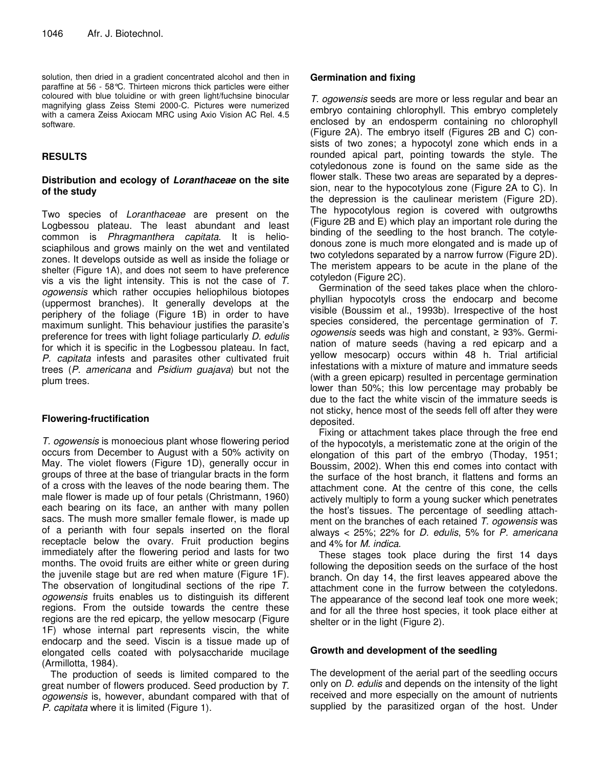solution, then dried in a gradient concentrated alcohol and then in paraffine at 56 - 58°C. Thirteen microns thick particles were either coloured with blue toluidine or with green light/fuchsine binocular magnifying glass Zeiss Stemi 2000-C. Pictures were numerized with a camera Zeiss Axiocam MRC using Axio Vision AC Rel. 4.5 software.

## RESULTS

### Distribution and ecology of *Loranthaceae* on the site of the study

Two species of *Loranthaceae* are present on the Logbessou plateau. The least abundant and least common is *Phragmanthera capitata*. It is helio-sciaphilous and grows mainly on the wet and ventilated zones. It develops outside as well as inside the foliage or shelter (Figure 1A), and does not seem to have preference vis a vis the light intensity. This is not the case of *T. ogowensis* which rather occupies heliophilous biotopes (uppermost branches). It generally develops at the periphery of the foliage (Figure 1B) in order to have maximum sunlight. This behaviour justifies the parasite's preference for trees with light foliage particularly *D. edulis* for which it is specific in the Logbessou plateau. In fact, *P. capitata* infests and parasites other cultivated fruit trees (*P. americana* and *Psidium guajava*) but not the plum trees.

### Flowering-fructification

*T. ogowensis* is monoecious plant whose flowering period occurs from December to August with a 50% activity on May. The violet flowers (Figure 1D), generally occur in groups of three at the base of triangular bracts in the form of a cross with the leaves of the node bearing them. The male flower is made up of four petals (Christmann, 1960) each bearing on its face, an anther with many pollen sacs. The mush more smaller female flower, is made up of a perianth with four sepals inserted on the floral receptacle below the ovary. Fruit production begins immediately after the flowering period and lasts for two months. The ovoid fruits are either white or green during the juvenile stage but are red when mature (Figure 1F). The observation of longitudinal sections of the ripe *T. ogowensis* fruits enables us to distinguish its different regions. From the outside towards the centre these regions are the red epicarp, the yellow mesocarp (Figure 1F) whose internal part represents viscin, the white endocarp and the seed. Viscin is a tissue made up of elongated cells coated with polysaccharide mucilage (Armillotta, 1984).

The production of seeds is limited compared to the great number of flowers produced. Seed production by *T. ogowensis* is, however, abundant compared with that of *P. capitata* where it is limited (Figure 1).

### Germination and fixing

*T. ogowensis* seeds are more or less regular and bear an embryo containing chlorophyll. This embryo completely enclosed by an endosperm containing no chlorophyll (Figure 2A). The embryo itself (Figures 2B and C) consists of two zones; a hypocotyl zone which ends in a rounded apical part, pointing towards the style. The cotyledonous zone is found on the same side as the flower stalk. These two areas are separated by a depression, near to the hypocotylous zone (Figure 2A to C). In the depression is the caulinear meristem (Figure 2D). The hypocotylous region is covered with outgrowths (Figure 2B and E) which play an important role during the binding of the seedling to the host branch. The cotyledonous zone is much more elongated and is made up of two cotyledons separated by a narrow furrow (Figure 2D). The meristem appears to be acute in the plane of the cotyledon (Figure 2C).

Germination of the seed takes place when the chlorophyllian hypocotyls cross the endocarp and become visible (Boussim et al., 1993b). Irrespective of the host species considered, the percentage germination of *T. ogowensis* seeds was high and constant, ≥ 93%. Germination of mature seeds (having a red epicarp and a yellow mesocarp) occurs within 48 h. Trial artificial infestations with a mixture of mature and immature seeds (with a green epicarp) resulted in percentage germination lower than 50%; this low percentage may probably be due to the fact the white viscin of the immature seeds is not sticky, hence most of the seeds fell off after they were deposited.

Fixing or attachment takes place through the free end of the hypocotyls, a meristematic zone at the origin of the elongation of this part of the embryo (Thoday, 1951; Boussim, 2002). When this end comes into contact with the surface of the host branch, it flattens and forms an attachment cone. At the centre of this cone, the cells actively multiply to form a young sucker which penetrates the host's tissues. The percentage of seedling attachment on the branches of each retained *T. ogowensis* was always < 25%; 22% for *D. edulis*, 5% for *P. americana* and 4% for *M. indica*.

These stages took place during the first 14 days following the deposition seeds on the surface of the host branch. On day 14, the first leaves appeared above the attachment cone in the furrow between the cotyledons. The appearance of the second leaf took one more week; and for all the three host species, it took place either at shelter or in the light (Figure 2).

### Growth and development of the seedling

The development of the aerial part of the seedling occurs only on *D. edulis* and depends on the intensity of the light received and more especially on the amount of nutrients supplied by the parasitized organ of the host. Under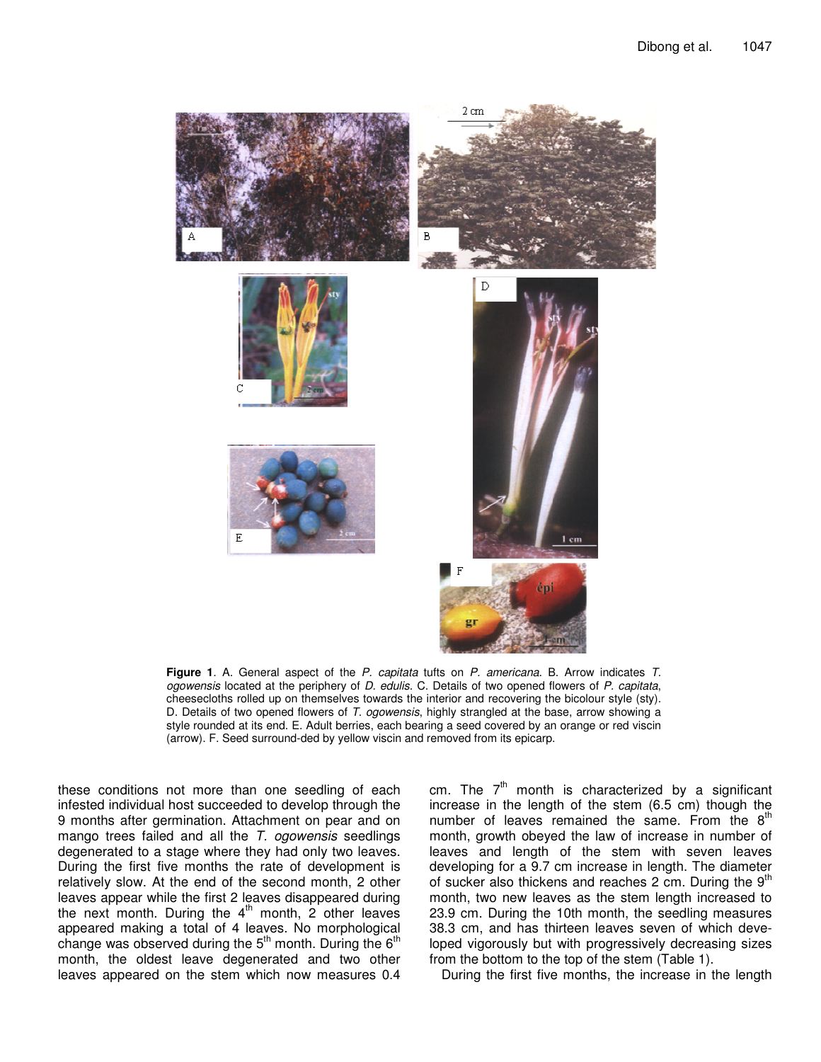**Figure 1**. A. General aspect of the *P. capitata* tufts on *P. americana*. B. Arrow indicates *T. ogowensis* located at the periphery of *D. edulis*. C. Details of two opened flowers of *P. capitata*, cheesecloths rolled up on themselves towards the interior and recovering the bicolour style (sty). D. Details of two opened flowers of *T. ogowensis*, highly strangled at the base, arrow showing a style rounded at its end. E. Adult berries, each bearing a seed covered by an orange or red viscin (arrow). F. Seed surround-ded by yellow viscin and removed from its epicarp.

these conditions not more than one seedling of each infested individual host succeeded to develop through the 9 months after germination. Attachment on pear and on mango trees failed and all the *T. ogowensis* seedlings degenerated to a stage where they had only two leaves. During the first five months the rate of development is relatively slow. At the end of the second month, 2 other leaves appear while the first 2 leaves disappeared during the next month. During the 4th month, 2 other leaves appeared making a total of 4 leaves. No morphological change was observed during the 5th month. During the 6th month, the oldest leave degenerated and two other leaves appeared on the stem which now measures 0.4 cm. The 7th month is characterized by a significant increase in the length of the stem (6.5 cm) though the number of leaves remained the same. From the 8th month, growth obeyed the law of increase in number of leaves and length of the stem with seven leaves developing for a 9.7 cm increase in length. The diameter of sucker also thickens and reaches 2 cm. During the 9th month, two new leaves as the stem length increased to 23.9 cm. During the 10th month, the seedling measures 38.3 cm, and has thirteen leaves seven of which developed vigorously but with progressively decreasing sizes from the bottom to the top of the stem (Table 1).

During the first five months, the increase in the length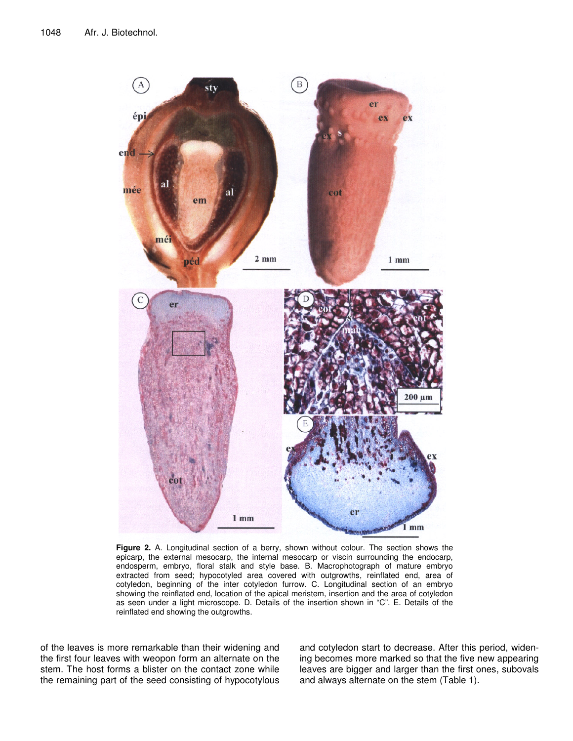**Figure 2.** A. Longitudinal section of a berry, shown without colour. The section shows the epicarp, the external mesocarp, the internal mesocarp or viscin surrounding the endocarp, endosperm, embryo, floral stalk and style base. B. Macrophotograph of mature embryo extracted from seed; hypocotyled area covered with outgrowths, reinflated end, area of cotyledon, beginning of the inter cotyledon furrow. C. Longitudinal section of an embryo showing the reinflated end, location of the apical meristem, insertion and the area of cotyledon as seen under a light microscope. D. Details of the insertion shown in "C". E. Details of the reinflated end showing the outgrowths.

of the leaves is more remarkable than their widening and the first four leaves with weopon form an alternate on the stem. The host forms a blister on the contact zone while the remaining part of the seed consisting of hypocotylous and cotyledon start to decrease. After this period, widening becomes more marked so that the five new appearing leaves are bigger and larger than the first ones, subovals and always alternate on the stem (Table 1).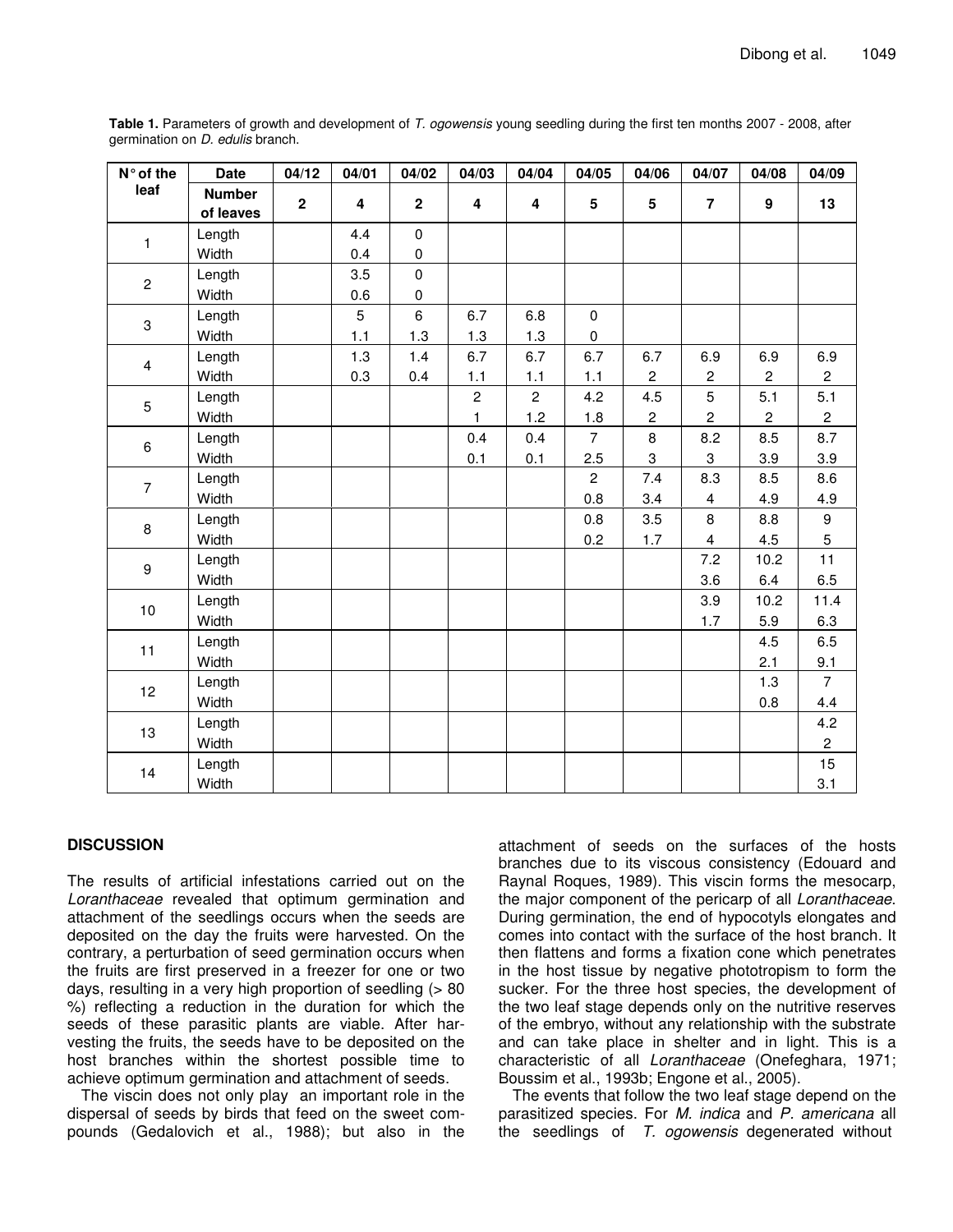**Table 1.** Parameters of growth and development of *T. ogowensis* young seedling during the first ten months 2007 - 2008, after germination on *D. edulis* branch.

| N° of the leaf | Date | 04/12 | 04/01 | 04/02 | 04/03 | 04/04 | 04/05 | 04/06 | 04/07 | 04/08 | 04/09 |
|---|---|---|---|---|---|---|---|---|---|---|---|
| | **Number of leaves** | **2** | **4** | **2** | **4** | **4** | **5** | **5** | **7** | **9** | **13** |
| 1 | Length | | 4.4 | 0 | | | | | | | |
| | Width | | 0.4 | 0 | | | | | | | |
| 2 | Length | | 3.5 | 0 | | | | | | | |
| | Width | | 0.6 | 0 | | | | | | | |
| 3 | Length | | 5 | 6 | 6.7 | 6.8 | 0 | | | | |
| | Width | | 1.1 | 1.3 | 1.3 | 1.3 | 0 | | | | |
| 4 | Length | | 1.3 | 1.4 | 6.7 | 6.7 | 6.7 | 6.7 | 6.9 | 6.9 | 6.9 |
| | Width | | 0.3 | 0.4 | 1.1 | 1.1 | 1.1 | 2 | 2 | 2 | 2 |
| 5 | Length | | | | 2 | 2 | 4.2 | 4.5 | 5 | 5.1 | 5.1 |
| | Width | | | | 1 | 1.2 | 1.8 | 2 | 2 | 2 | 2 |
| 6 | Length | | | | 0.4 | 0.4 | 7 | 8 | 8.2 | 8.5 | 8.7 |
| | Width | | | | 0.1 | 0.1 | 2.5 | 3 | 3 | 3.9 | 3.9 |
| 7 | Length | | | | | | 2 | 7.4 | 8.3 | 8.5 | 8.6 |
| | Width | | | | | | 0.8 | 3.4 | 4 | 4.9 | 4.9 |
| 8 | Length | | | | | | 0.8 | 3.5 | 8 | 8.8 | 9 |
| | Width | | | | | | 0.2 | 1.7 | 4 | 4.5 | 5 |
| 9 | Length | | | | | | | | 7.2 | 10.2 | 11 |
| | Width | | | | | | | | 3.6 | 6.4 | 6.5 |
| 10 | Length | | | | | | | | 3.9 | 10.2 | 11.4 |
| | Width | | | | | | | | 1.7 | 5.9 | 6.3 |
| 11 | Length | | | | | | | | | 4.5 | 6.5 |
| | Width | | | | | | | | | 2.1 | 9.1 |
| 12 | Length | | | | | | | | | 1.3 | 7 |
| | Width | | | | | | | | | 0.8 | 4.4 |
| 13 | Length | | | | | | | | | | 4.2 |
| | Width | | | | | | | | | | 2 |
| 14 | Length | | | | | | | | | | 15 |
| | Width | | | | | | | | | | 3.1 |

## DISCUSSION

The results of artificial infestations carried out on the *Loranthaceae* revealed that optimum germination and attachment of the seedlings occurs when the seeds are deposited on the day the fruits were harvested. On the contrary, a perturbation of seed germination occurs when the fruits are first preserved in a freezer for one or two days, resulting in a very high proportion of seedling (> 80 %) reflecting a reduction in the duration for which the seeds of these parasitic plants are viable. After harvesting the fruits, the seeds have to be deposited on the host branches within the shortest possible time to achieve optimum germination and attachment of seeds.

The viscin does not only play an important role in the dispersal of seeds by birds that feed on the sweet compounds (Gedalovich et al., 1988); but also in the attachment of seeds on the surfaces of the hosts branches due to its viscous consistency (Edouard and Raynal Roques, 1989). This viscin forms the mesocarp, the major component of the pericarp of all *Loranthaceae*. During germination, the end of hypocotyls elongates and comes into contact with the surface of the host branch. It then flattens and forms a fixation cone which penetrates in the host tissue by negative phototropism to form the sucker. For the three host species, the development of the two leaf stage depends only on the nutritive reserves of the embryo, without any relationship with the substrate and can take place in shelter and in light. This is a characteristic of all *Loranthaceae* (Onefeghara, 1971; Boussim et al., 1993b; Engone et al., 2005).

The events that follow the two leaf stage depend on the parasitized species. For *M. indica* and *P. americana* all the seedlings of *T. ogowensis* degenerated without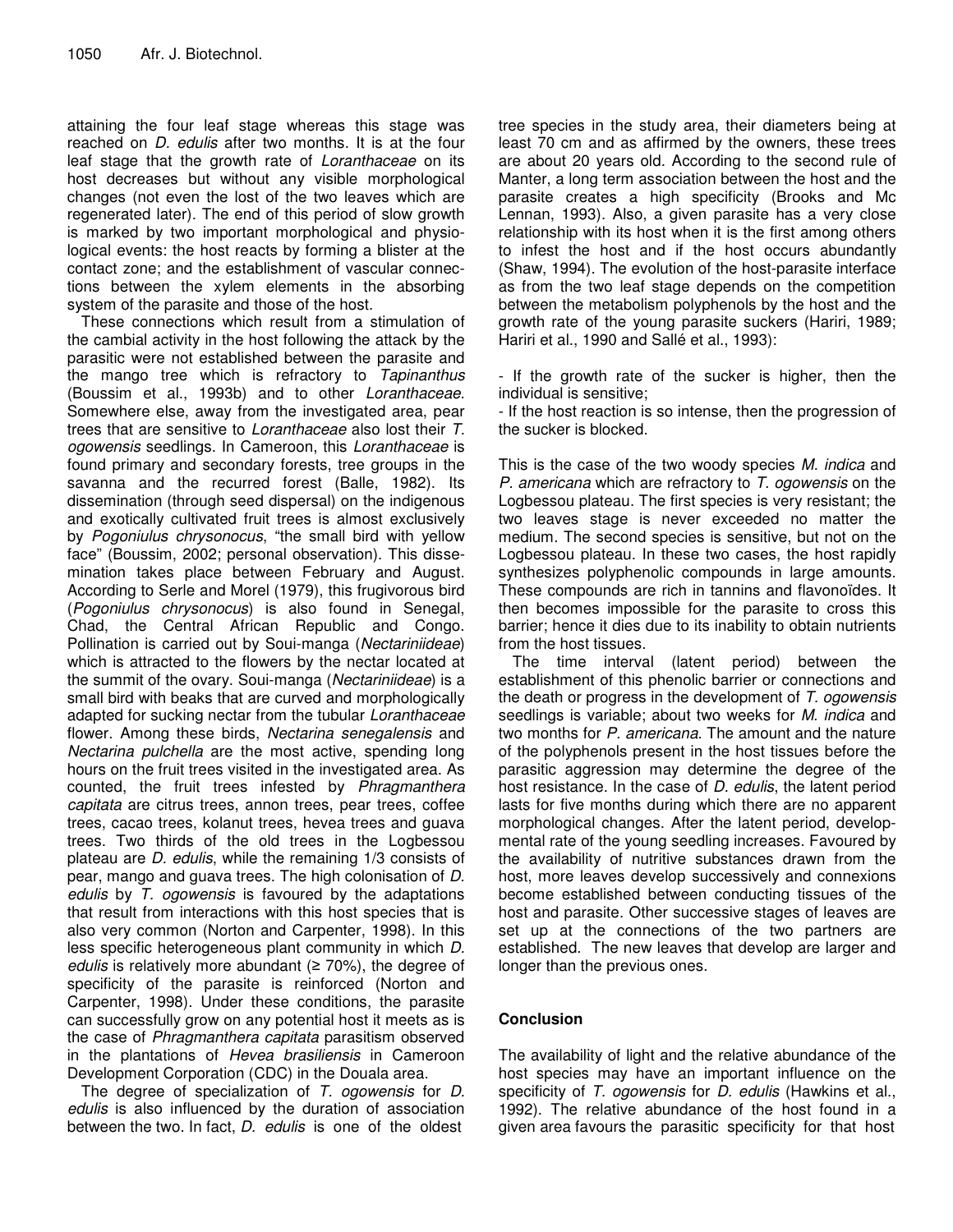attaining the four leaf stage whereas this stage was reached on *D. edulis* after two months. It is at the four leaf stage that the growth rate of *Loranthaceae* on its host decreases but without any visible morphological changes (not even the lost of the two leaves which are regenerated later). The end of this period of slow growth is marked by two important morphological and physiological events: the host reacts by forming a blister at the contact zone; and the establishment of vascular connections between the xylem elements in the absorbing system of the parasite and those of the host.

These connections which result from a stimulation of the cambial activity in the host following the attack by the parasitic were not established between the parasite and the mango tree which is refractory to *Tapinanthus* (Boussim et al., 1993b) and to other *Loranthaceae*. Somewhere else, away from the investigated area, pear trees that are sensitive to *Loranthaceae* also lost their *T. ogowensis* seedlings. In Cameroon, this *Loranthaceae* is found primary and secondary forests, tree groups in the savanna and the recurred forest (Balle, 1982). Its dissemination (through seed dispersal) on the indigenous and exotically cultivated fruit trees is almost exclusively by *Pogoniulus chrysonocus*, "the small bird with yellow face" (Boussim, 2002; personal observation). This dissemination takes place between February and August. According to Serle and Morel (1979), this frugivorous bird (*Pogoniulus chrysonocus*) is also found in Senegal, Chad, the Central African Republic and Congo. Pollination is carried out by Soui-manga (*Nectariniideae*) which is attracted to the flowers by the nectar located at the summit of the ovary. Soui-manga (*Nectariniideae*) is a small bird with beaks that are curved and morphologically adapted for sucking nectar from the tubular *Loranthaceae* flower. Among these birds, *Nectarina senegalensis* and *Nectarina pulchella* are the most active, spending long hours on the fruit trees visited in the investigated area. As counted, the fruit trees infested by *Phragmanthera capitata* are citrus trees, annon trees, pear trees, coffee trees, cacao trees, kolanut trees, hevea trees and guava trees. Two thirds of the old trees in the Logbessou plateau are *D. edulis*, while the remaining 1/3 consists of pear, mango and guava trees. The high colonisation of *D. edulis* by *T. ogowensis* is favoured by the adaptations that result from interactions with this host species that is also very common (Norton and Carpenter, 1998). In this less specific heterogeneous plant community in which *D. edulis* is relatively more abundant (≥ 70%), the degree of specificity of the parasite is reinforced (Norton and Carpenter, 1998). Under these conditions, the parasite can successfully grow on any potential host it meets as is the case of *Phragmanthera capitata* parasitism observed in the plantations of *Hevea brasiliensis* in Cameroon Development Corporation (CDC) in the Douala area.

The degree of specialization of *T. ogowensis* for *D. edulis* is also influenced by the duration of association between the two. In fact, *D. edulis* is one of the oldest tree species in the study area, their diameters being at least 70 cm and as affirmed by the owners, these trees are about 20 years old. According to the second rule of Manter, a long term association between the host and the parasite creates a high specificity (Brooks and Mc Lennan, 1993). Also, a given parasite has a very close relationship with its host when it is the first among others to infest the host and if the host occurs abundantly (Shaw, 1994). The evolution of the host-parasite interface as from the two leaf stage depends on the competition between the metabolism polyphenols by the host and the growth rate of the young parasite suckers (Hariri, 1989; Hariri et al., 1990 and Sallé et al., 1993):

- If the growth rate of the sucker is higher, then the individual is sensitive;
- If the host reaction is so intense, then the progression of the sucker is blocked.

This is the case of the two woody species *M. indica* and *P. americana* which are refractory to *T. ogowensis* on the Logbessou plateau. The first species is very resistant; the two leaves stage is never exceeded no matter the medium. The second species is sensitive, but not on the Logbessou plateau. In these two cases, the host rapidly synthesizes polyphenolic compounds in large amounts. These compounds are rich in tannins and flavonoïdes. It then becomes impossible for the parasite to cross this barrier; hence it dies due to its inability to obtain nutrients from the host tissues.

The time interval (latent period) between the establishment of this phenolic barrier or connections and the death or progress in the development of *T. ogowensis* seedlings is variable; about two weeks for *M. indica* and two months for *P. americana*. The amount and the nature of the polyphenols present in the host tissues before the parasitic aggression may determine the degree of the host resistance. In the case of *D. edulis*, the latent period lasts for five months during which there are no apparent morphological changes. After the latent period, developmental rate of the young seedling increases. Favoured by the availability of nutritive substances drawn from the host, more leaves develop successively and connexions become established between conducting tissues of the host and parasite. Other successive stages of leaves are set up at the connections of the two partners are established. The new leaves that develop are larger and longer than the previous ones.

## Conclusion

The availability of light and the relative abundance of the host species may have an important influence on the specificity of *T. ogowensis* for *D. edulis* (Hawkins et al., 1992). The relative abundance of the host found in a given area favours the parasitic specificity for that host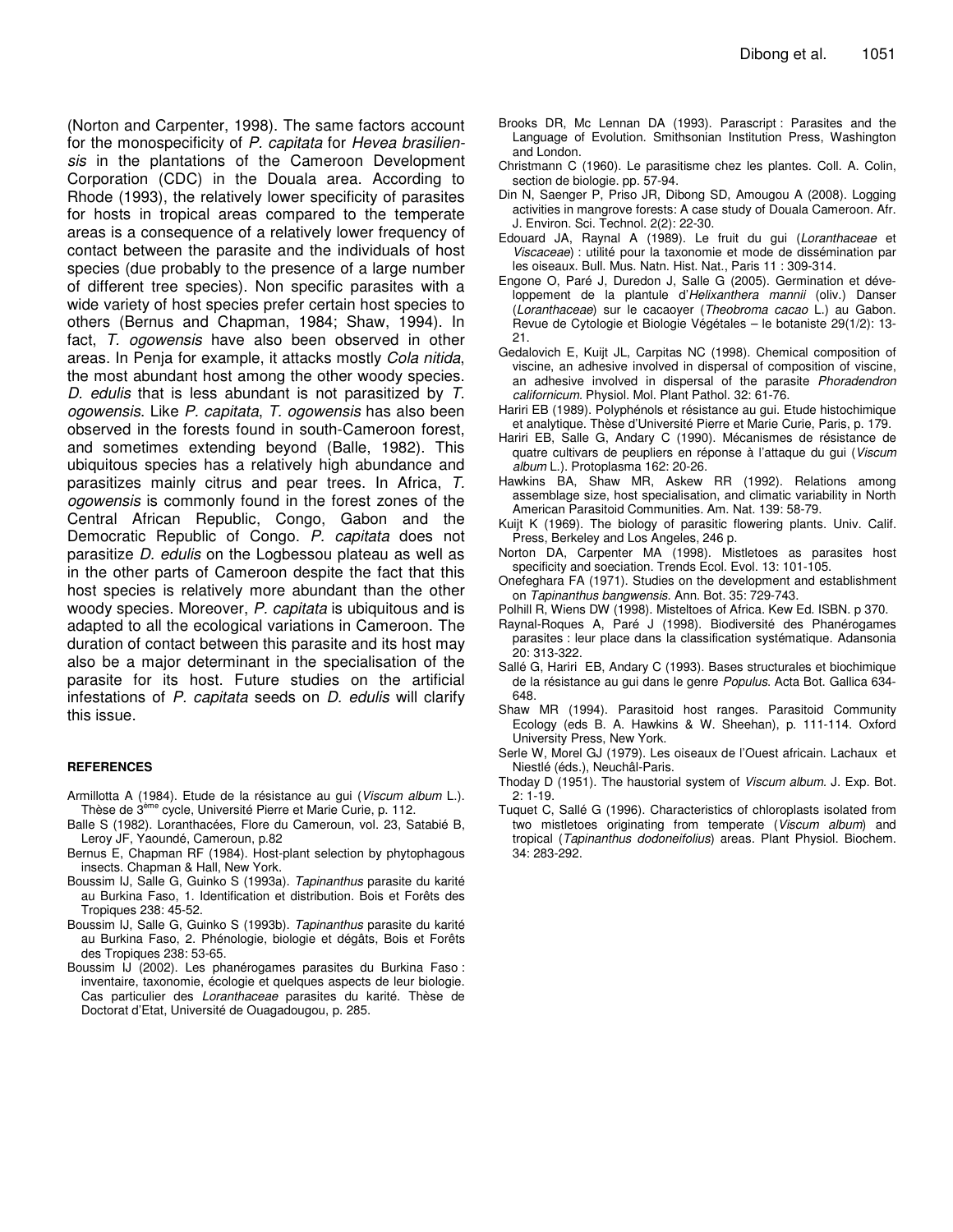(Norton and Carpenter, 1998). The same factors account for the monospecificity of *P. capitata* for *Hevea brasiliensis* in the plantations of the Cameroon Development Corporation (CDC) in the Douala area. According to Rhode (1993), the relatively lower specificity of parasites for hosts in tropical areas compared to the temperate areas is a consequence of a relatively lower frequency of contact between the parasite and the individuals of host species (due probably to the presence of a large number of different tree species). Non specific parasites with a wide variety of host species prefer certain host species to others (Bernus and Chapman, 1984; Shaw, 1994). In fact, *T. ogowensis* have also been observed in other areas. In Penja for example, it attacks mostly *Cola nitida*, the most abundant host among the other woody species. *D. edulis* that is less abundant is not parasitized by *T. ogowensis*. Like *P. capitata*, *T. ogowensis* has also been observed in the forests found in south-Cameroon forest, and sometimes extending beyond (Balle, 1982). This ubiquitous species has a relatively high abundance and parasitizes mainly citrus and pear trees. In Africa, *T. ogowensis* is commonly found in the forest zones of the Central African Republic, Congo, Gabon and the Democratic Republic of Congo. *P. capitata* does not parasitize *D. edulis* on the Logbessou plateau as well as in the other parts of Cameroon despite the fact that this host species is relatively more abundant than the other woody species. Moreover, *P. capitata* is ubiquitous and is adapted to all the ecological variations in Cameroon. The duration of contact between this parasite and its host may also be a major determinant in the specialisation of the parasite for its host. Future studies on the artificial infestations of *P. capitata* seeds on *D. edulis* will clarify this issue.

## REFERENCES

Armillotta A (1984). Etude de la résistance au gui (*Viscum album* L.). Thèse de 3ème cycle, Université Pierre et Marie Curie, p. 112.

Balle S (1982). Loranthacées, Flore du Cameroun, vol. 23, Satabié B, Leroy JF, Yaoundé, Cameroun, p.82

Bernus E, Chapman RF (1984). Host-plant selection by phytophagous insects. Chapman & Hall, New York.

Boussim IJ, Salle G, Guinko S (1993a). *Tapinanthus* parasite du karité au Burkina Faso, 1. Identification et distribution. Bois et Forêts des Tropiques 238: 45-52.

Boussim IJ, Salle G, Guinko S (1993b). *Tapinanthus* parasite du karité au Burkina Faso, 2. Phénologie, biologie et dégâts, Bois et Forêts des Tropiques 238: 53-65.

Boussim IJ (2002). Les phanérogames parasites du Burkina Faso : inventaire, taxonomie, écologie et quelques aspects de leur biologie. Cas particulier des *Loranthaceae* parasites du karité. Thèse de Doctorat d'Etat, Université de Ouagadougou, p. 285.

Brooks DR, Mc Lennan DA (1993). Parascript : Parasites and the Language of Evolution. Smithsonian Institution Press, Washington and London.

Christmann C (1960). Le parasitisme chez les plantes. Coll. A. Colin, section de biologie. pp. 57-94.

Din N, Saenger P, Priso JR, Dibong SD, Amougou A (2008). Logging activities in mangrove forests: A case study of Douala Cameroon. Afr. J. Environ. Sci. Technol. 2(2): 22-30.

Edouard JA, Raynal A (1989). Le fruit du gui (*Loranthaceae* et *Viscaceae*) : utilité pour la taxonomie et mode de dissémination par les oiseaux. Bull. Mus. Natn. Hist. Nat., Paris 11 : 309-314.

Engone O, Paré J, Duredon J, Salle G (2005). Germination et développement de la plantule d'*Helixanthera mannii* (oliv.) Danser (*Loranthaceae*) sur le cacaoyer (*Theobroma cacao* L.) au Gabon. Revue de Cytologie et Biologie Végétales – le botaniste 29(1/2): 13-21.

Gedalovich E, Kuijt JL, Carpitas NC (1998). Chemical composition of viscine, an adhesive involved in dispersal of composition of viscine, an adhesive involved in dispersal of the parasite *Phoradendron californicum*. Physiol. Mol. Plant Pathol. 32: 61-76.

Hariri EB (1989). Polyphénols et résistance au gui. Etude histochimique et analytique. Thèse d'Université Pierre et Marie Curie, Paris, p. 179.

Hariri EB, Salle G, Andary C (1990). Mécanismes de résistance de quatre cultivars de peupliers en réponse à l'attaque du gui (*Viscum album* L.). Protoplasma 162: 20-26.

Hawkins BA, Shaw MR, Askew RR (1992). Relations among assemblage size, host specialisation, and climatic variability in North American Parasitoid Communities. Am. Nat. 139: 58-79.

Kuijt K (1969). The biology of parasitic flowering plants. Univ. Calif. Press, Berkeley and Los Angeles, 246 p.

Norton DA, Carpenter MA (1998). Mistletoes as parasites host specificity and soeciation. Trends Ecol. Evol. 13: 101-105.

Onefeghara FA (1971). Studies on the development and establishment on *Tapinanthus bangwensis*. Ann. Bot. 35: 729-743.

Polhill R, Wiens DW (1998). Misteltoes of Africa. Kew Ed. ISBN. p 370.

Raynal-Roques A, Paré J (1998). Biodiversité des Phanérogames parasites : leur place dans la classification systématique. Adansonia 20: 313-322.

Sallé G, Hariri EB, Andary C (1993). Bases structurales et biochimique de la résistance au gui dans le genre *Populus*. Acta Bot. Gallica 634-648.

Shaw MR (1994). Parasitoid host ranges. Parasitoid Community Ecology (eds B. A. Hawkins & W. Sheehan), p. 111-114. Oxford University Press, New York.

Serle W, Morel GJ (1979). Les oiseaux de l'Ouest africain. Lachaux et Niestlé (éds.), Neuchâl-Paris.

Thoday D (1951). The haustorial system of *Viscum album*. J. Exp. Bot. 2: 1-19.

Tuquet C, Sallé G (1996). Characteristics of chloroplasts isolated from two mistletoes originating from temperate (*Viscum album*) and tropical (*Tapinanthus dodoneifolius*) areas. Plant Physiol. Biochem. 34: 283-292.